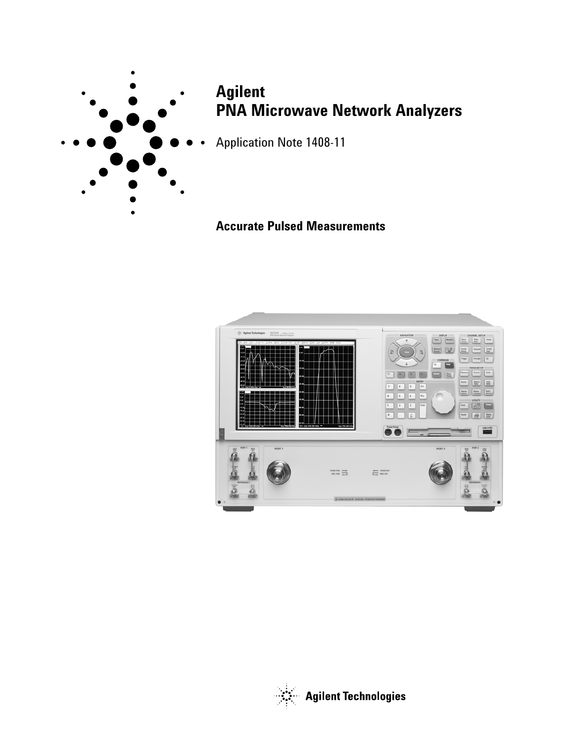# Agilent
# PNA Microwave Network Analyzers

Application Note 1408-11

## Accurate Pulsed Measurements

Agilent Technologies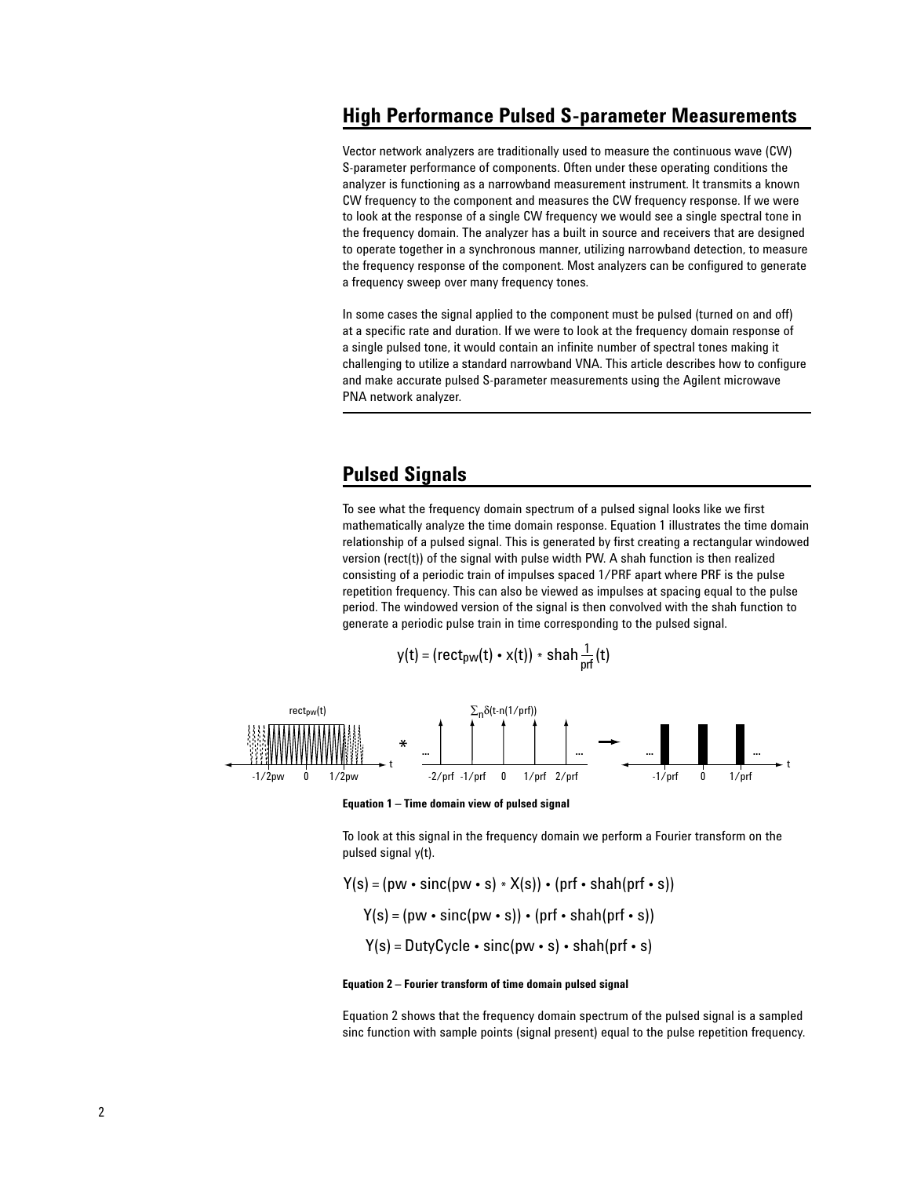## High Performance Pulsed S-parameter Measurements

Vector network analyzers are traditionally used to measure the continuous wave (CW) S-parameter performance of components. Often under these operating conditions the analyzer is functioning as a narrowband measurement instrument. It transmits a known CW frequency to the component and measures the CW frequency response. If we were to look at the response of a single CW frequency we would see a single spectral tone in the frequency domain. The analyzer has a built in source and receivers that are designed to operate together in a synchronous manner, utilizing narrowband detection, to measure the frequency response of the component. Most analyzers can be configured to generate a frequency sweep over many frequency tones.

In some cases the signal applied to the component must be pulsed (turned on and off) at a specific rate and duration. If we were to look at the frequency domain response of a single pulsed tone, it would contain an infinite number of spectral tones making it challenging to utilize a standard narrowband VNA. This article describes how to configure and make accurate pulsed S-parameter measurements using the Agilent microwave PNA network analyzer.

## Pulsed Signals

To see what the frequency domain spectrum of a pulsed signal looks like we first mathematically analyze the time domain response. Equation 1 illustrates the time domain relationship of a pulsed signal. This is generated by first creating a rectangular windowed version (rect(t)) of the signal with pulse width PW. A shah function is then realized consisting of a periodic train of impulses spaced 1/PRF apart where PRF is the pulse repetition frequency. This can also be viewed as impulses at spacing equal to the pulse period. The windowed version of the signal is then convolved with the shah function to generate a periodic pulse train in time corresponding to the pulsed signal.

$$y(t) = (\text{rect}_{pw}(t) \bullet x(t)) * \text{shah}_{\frac{1}{prf}}(t)$$

$\text{rect}_{pw}(t)$ $*$ $\sum_n \delta(t - n(1/prf))$ → 

-1/2pw  0  1/2pw   -2/prf  -1/prf  0  1/prf  2/prf   -1/prf  0  1/prf

**Equation 1 – Time domain view of pulsed signal**

To look at this signal in the frequency domain we perform a Fourier transform on the pulsed signal y(t).

$$Y(s) = (pw \bullet \text{sinc}(pw \bullet s) * X(s)) \bullet (prf \bullet \text{shah}(prf \bullet s))$$

$$Y(s) = (pw \bullet \text{sinc}(pw \bullet s)) \bullet (prf \bullet \text{shah}(prf \bullet s))$$

$$Y(s) = \text{DutyCycle} \bullet \text{sinc}(pw \bullet s) \bullet \text{shah}(prf \bullet s)$$

**Equation 2 – Fourier transform of time domain pulsed signal**

Equation 2 shows that the frequency domain spectrum of the pulsed signal is a sampled sinc function with sample points (signal present) equal to the pulse repetition frequency.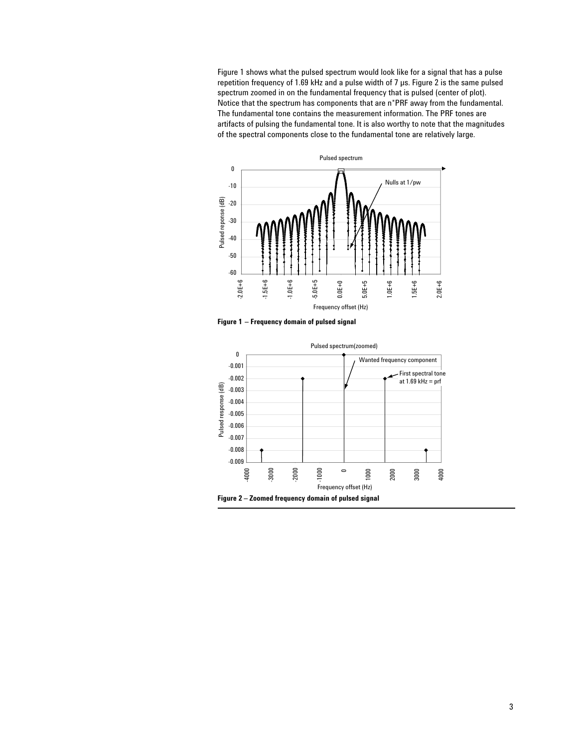Figure 1 shows what the pulsed spectrum would look like for a signal that has a pulse repetition frequency of 1.69 kHz and a pulse width of 7 µs. Figure 2 is the same pulsed spectrum zoomed in on the fundamental frequency that is pulsed (center of plot). Notice that the spectrum has components that are n*PRF away from the fundamental. The fundamental tone contains the measurement information. The PRF tones are artifacts of pulsing the fundamental tone. It is also worthy to note that the magnitudes of the spectral components close to the fundamental tone are relatively large.

**Figure 1 – Frequency domain of pulsed signal**

**Figure 2 – Zoomed frequency domain of pulsed signal**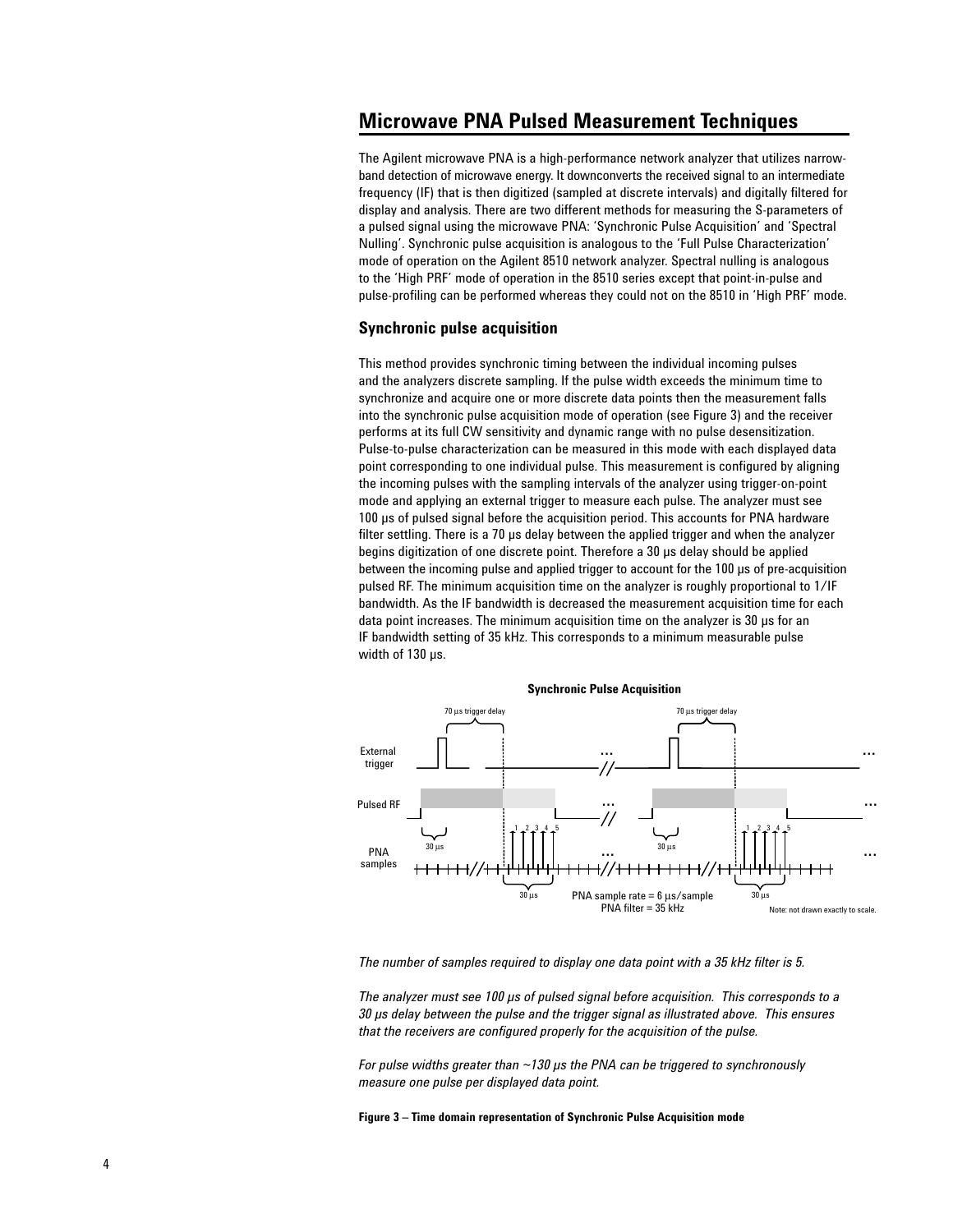## Microwave PNA Pulsed Measurement Techniques

The Agilent microwave PNA is a high-performance network analyzer that utilizes narrow-band detection of microwave energy. It downconverts the received signal to an intermediate frequency (IF) that is then digitized (sampled at discrete intervals) and digitally filtered for display and analysis. There are two different methods for measuring the S-parameters of a pulsed signal using the microwave PNA: 'Synchronic Pulse Acquisition' and 'Spectral Nulling'. Synchronic pulse acquisition is analogous to the 'Full Pulse Characterization' mode of operation on the Agilent 8510 network analyzer. Spectral nulling is analogous to the 'High PRF' mode of operation in the 8510 series except that point-in-pulse and pulse-profiling can be performed whereas they could not on the 8510 in 'High PRF' mode.

### Synchronic pulse acquisition

This method provides synchronic timing between the individual incoming pulses and the analyzers discrete sampling. If the pulse width exceeds the minimum time to synchronize and acquire one or more discrete data points then the measurement falls into the synchronic pulse acquisition mode of operation (see Figure 3) and the receiver performs at its full CW sensitivity and dynamic range with no pulse desensitization. Pulse-to-pulse characterization can be measured in this mode with each displayed data point corresponding to one individual pulse. This measurement is configured by aligning the incoming pulses with the sampling intervals of the analyzer using trigger-on-point mode and applying an external trigger to measure each pulse. The analyzer must see 100 µs of pulsed signal before the acquisition period. This accounts for PNA hardware filter settling. There is a 70 µs delay between the applied trigger and when the analyzer begins digitization of one discrete point. Therefore a 30 µs delay should be applied between the incoming pulse and applied trigger to account for the 100 µs of pre-acquisition pulsed RF. The minimum acquisition time on the analyzer is roughly proportional to 1/IF bandwidth. As the IF bandwidth is decreased the measurement acquisition time for each data point increases. The minimum acquisition time on the analyzer is 30 µs for an IF bandwidth setting of 35 kHz. This corresponds to a minimum measurable pulse width of 130 µs.

**Synchronic Pulse Acquisition**

External trigger — 70 µs trigger delay

Pulsed RF — 30 µs

PNA samples — 1 2 3 4 5 — 30 µs

PNA sample rate = 6 µs/sample
PNA filter = 35 kHz

Note: not drawn exactly to scale.

*The number of samples required to display one data point with a 35 kHz filter is 5.*

*The analyzer must see 100 µs of pulsed signal before acquisition. This corresponds to a 30 µs delay between the pulse and the trigger signal as illustrated above. This ensures that the receivers are configured properly for the acquisition of the pulse.*

*For pulse widths greater than ~130 µs the PNA can be triggered to synchronously measure one pulse per displayed data point.*

**Figure 3 – Time domain representation of Synchronic Pulse Acquisition mode**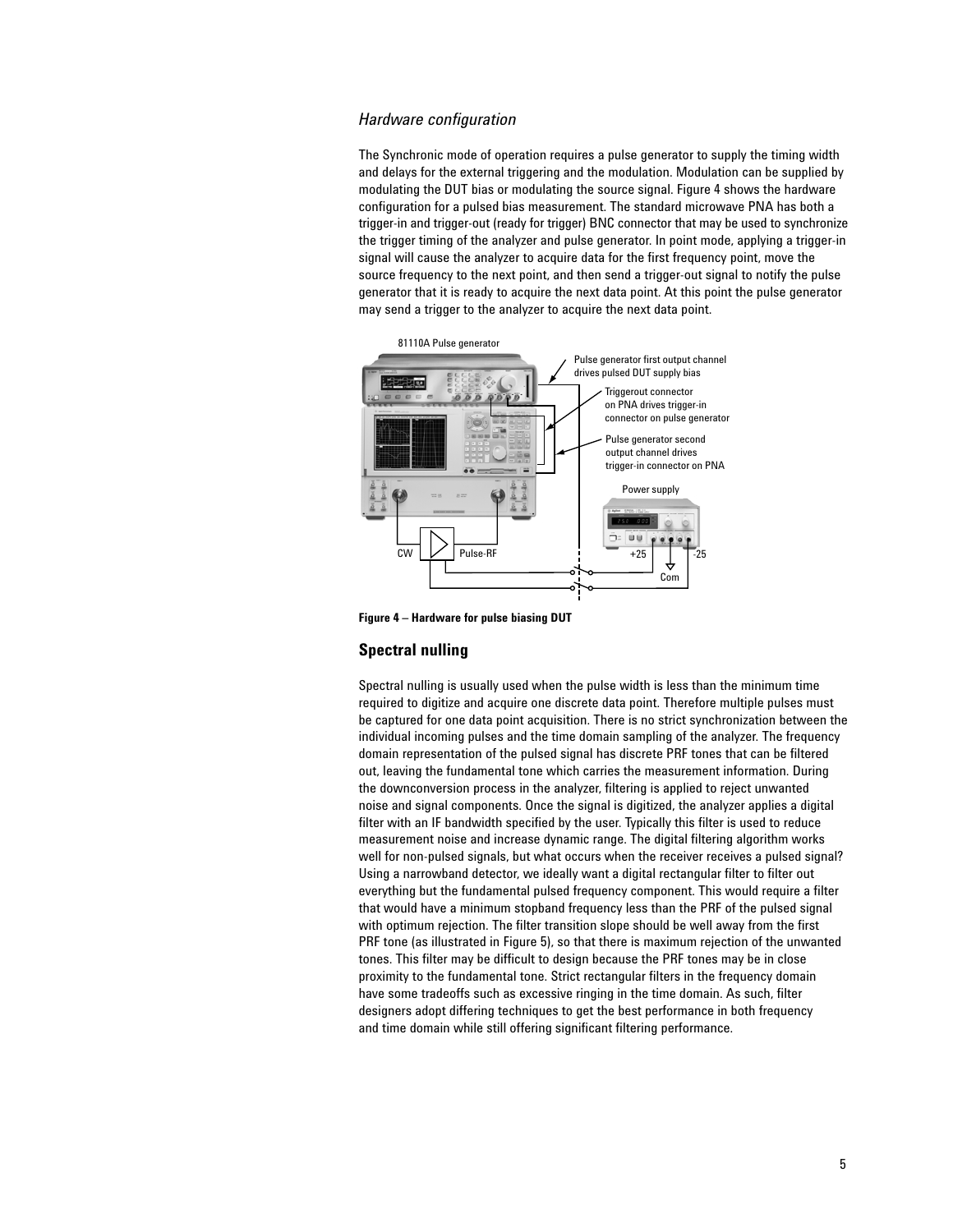### *Hardware configuration*

The Synchronic mode of operation requires a pulse generator to supply the timing width and delays for the external triggering and the modulation. Modulation can be supplied by modulating the DUT bias or modulating the source signal. Figure 4 shows the hardware configuration for a pulsed bias measurement. The standard microwave PNA has both a trigger-in and trigger-out (ready for trigger) BNC connector that may be used to synchronize the trigger timing of the analyzer and pulse generator. In point mode, applying a trigger-in signal will cause the analyzer to acquire data for the first frequency point, move the source frequency to the next point, and then send a trigger-out signal to notify the pulse generator that it is ready to acquire the next data point. At this point the pulse generator may send a trigger to the analyzer to acquire the next data point.

**Figure 4 – Hardware for pulse biasing DUT**

## Spectral nulling

Spectral nulling is usually used when the pulse width is less than the minimum time required to digitize and acquire one discrete data point. Therefore multiple pulses must be captured for one data point acquisition. There is no strict synchronization between the individual incoming pulses and the time domain sampling of the analyzer. The frequency domain representation of the pulsed signal has discrete PRF tones that can be filtered out, leaving the fundamental tone which carries the measurement information. During the downconversion process in the analyzer, filtering is applied to reject unwanted noise and signal components. Once the signal is digitized, the analyzer applies a digital filter with an IF bandwidth specified by the user. Typically this filter is used to reduce measurement noise and increase dynamic range. The digital filtering algorithm works well for non-pulsed signals, but what occurs when the receiver receives a pulsed signal? Using a narrowband detector, we ideally want a digital rectangular filter to filter out everything but the fundamental pulsed frequency component. This would require a filter that would have a minimum stopband frequency less than the PRF of the pulsed signal with optimum rejection. The filter transition slope should be well away from the first PRF tone (as illustrated in Figure 5), so that there is maximum rejection of the unwanted tones. This filter may be difficult to design because the PRF tones may be in close proximity to the fundamental tone. Strict rectangular filters in the frequency domain have some tradeoffs such as excessive ringing in the time domain. As such, filter designers adopt differing techniques to get the best performance in both frequency and time domain while still offering significant filtering performance.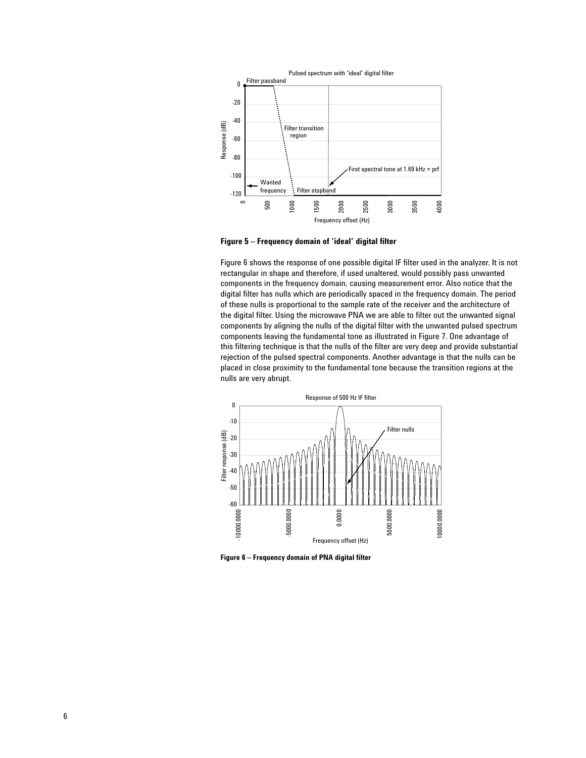**Figure 5 – Frequency domain of 'ideal' digital filter**

Figure 6 shows the response of one possible digital IF filter used in the analyzer. It is not rectangular in shape and therefore, if used unaltered, would possibly pass unwanted components in the frequency domain, causing measurement error. Also notice that the digital filter has nulls which are periodically spaced in the frequency domain. The period of these nulls is proportional to the sample rate of the receiver and the architecture of the digital filter. Using the microwave PNA we are able to filter out the unwanted signal components by aligning the nulls of the digital filter with the unwanted pulsed spectrum components leaving the fundamental tone as illustrated in Figure 7. One advantage of this filtering technique is that the nulls of the filter are very deep and provide substantial rejection of the pulsed spectral components. Another advantage is that the nulls can be placed in close proximity to the fundamental tone because the transition regions at the nulls are very abrupt.

**Figure 6 – Frequency domain of PNA digital filter**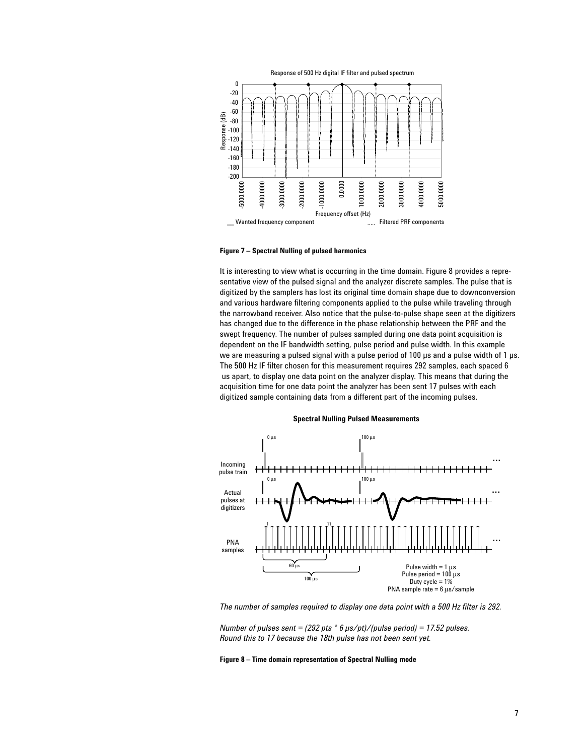**Figure 7 – Spectral Nulling of pulsed harmonics**

It is interesting to view what is occurring in the time domain. Figure 8 provides a representative view of the pulsed signal and the analyzer discrete samples. The pulse that is digitized by the samplers has lost its original time domain shape due to downconversion and various hardware filtering components applied to the pulse while traveling through the narrowband receiver. Also notice that the pulse-to-pulse shape seen at the digitizers has changed due to the difference in the phase relationship between the PRF and the swept frequency. The number of pulses sampled during one data point acquisition is dependent on the IF bandwidth setting, pulse period and pulse width. In this example we are measuring a pulsed signal with a pulse period of 100 µs and a pulse width of 1 µs. The 500 Hz IF filter chosen for this measurement requires 292 samples, each spaced 6 us apart, to display one data point on the analyzer display. This means that during the acquisition time for one data point the analyzer has been sent 17 pulses with each digitized sample containing data from a different part of the incoming pulses.

*The number of samples required to display one data point with a 500 Hz filter is 292.*

*Number of pulses sent = (292 pts * 6 µs/pt)/(pulse period) = 17.52 pulses. Round this to 17 because the 18th pulse has not been sent yet.*

**Figure 8 – Time domain representation of Spectral Nulling mode**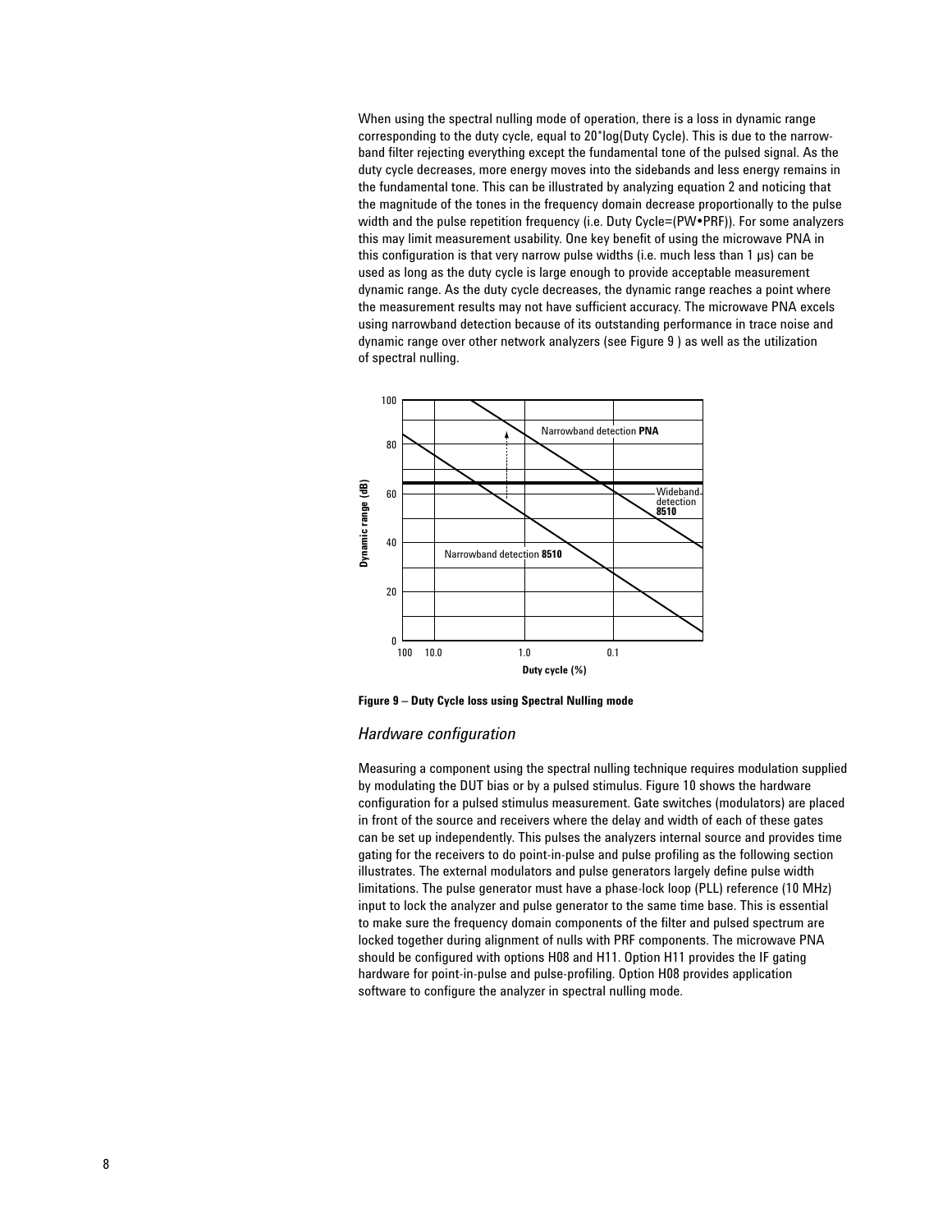When using the spectral nulling mode of operation, there is a loss in dynamic range corresponding to the duty cycle, equal to 20*log(Duty Cycle). This is due to the narrow-band filter rejecting everything except the fundamental tone of the pulsed signal. As the duty cycle decreases, more energy moves into the sidebands and less energy remains in the fundamental tone. This can be illustrated by analyzing equation 2 and noticing that the magnitude of the tones in the frequency domain decrease proportionally to the pulse width and the pulse repetition frequency (i.e. Duty Cycle=(PW•PRF)). For some analyzers this may limit measurement usability. One key benefit of using the microwave PNA in this configuration is that very narrow pulse widths (i.e. much less than 1 µs) can be used as long as the duty cycle is large enough to provide acceptable measurement dynamic range. As the duty cycle decreases, the dynamic range reaches a point where the measurement results may not have sufficient accuracy. The microwave PNA excels using narrowband detection because of its outstanding performance in trace noise and dynamic range over other network analyzers (see Figure 9 ) as well as the utilization of spectral nulling.

**Figure 9 – Duty Cycle loss using Spectral Nulling mode**

### *Hardware configuration*

Measuring a component using the spectral nulling technique requires modulation supplied by modulating the DUT bias or by a pulsed stimulus. Figure 10 shows the hardware configuration for a pulsed stimulus measurement. Gate switches (modulators) are placed in front of the source and receivers where the delay and width of each of these gates can be set up independently. This pulses the analyzers internal source and provides time gating for the receivers to do point-in-pulse and pulse profiling as the following section illustrates. The external modulators and pulse generators largely define pulse width limitations. The pulse generator must have a phase-lock loop (PLL) reference (10 MHz) input to lock the analyzer and pulse generator to the same time base. This is essential to make sure the frequency domain components of the filter and pulsed spectrum are locked together during alignment of nulls with PRF components. The microwave PNA should be configured with options H08 and H11. Option H11 provides the IF gating hardware for point-in-pulse and pulse-profiling. Option H08 provides application software to configure the analyzer in spectral nulling mode.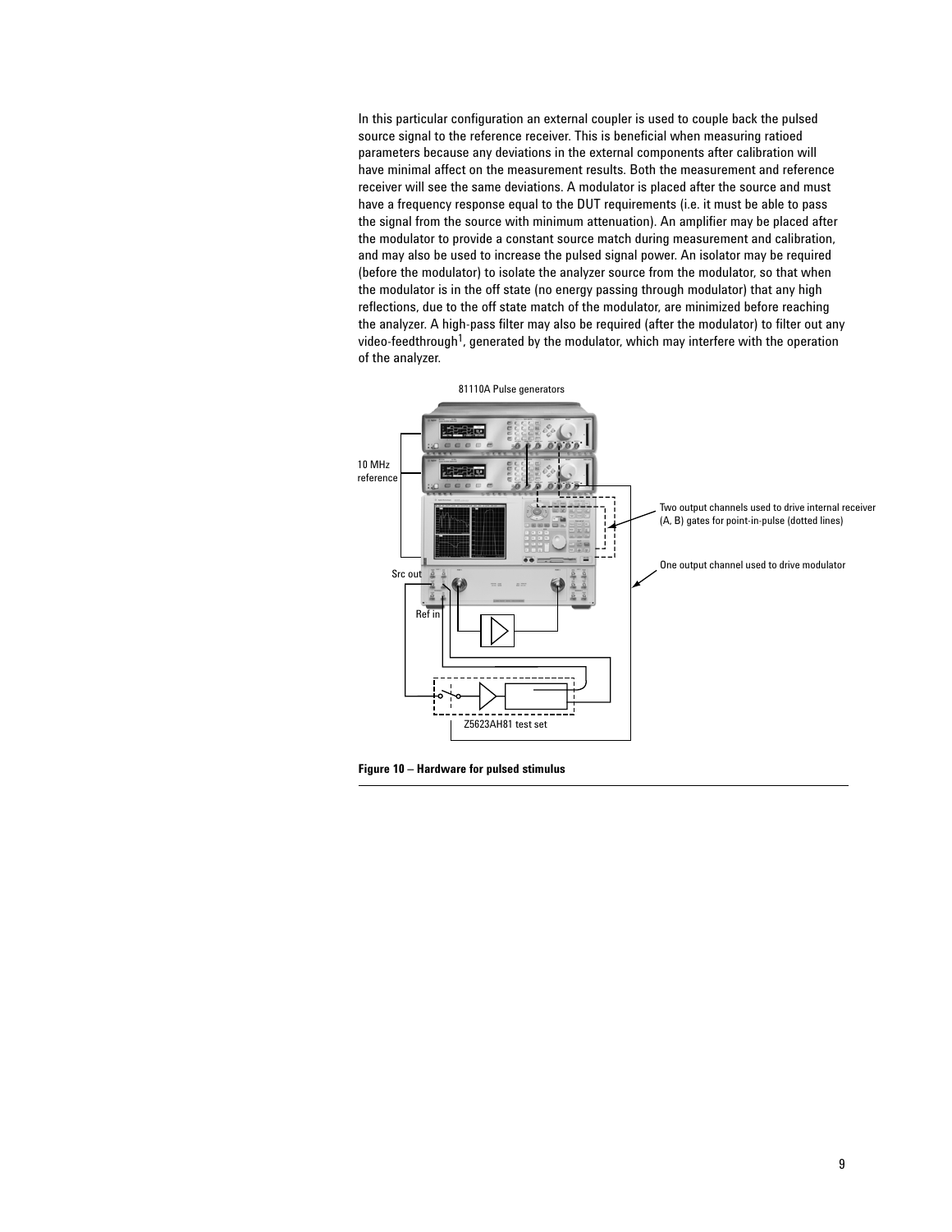In this particular configuration an external coupler is used to couple back the pulsed source signal to the reference receiver. This is beneficial when measuring ratioed parameters because any deviations in the external components after calibration will have minimal affect on the measurement results. Both the measurement and reference receiver will see the same deviations. A modulator is placed after the source and must have a frequency response equal to the DUT requirements (i.e. it must be able to pass the signal from the source with minimum attenuation). An amplifier may be placed after the modulator to provide a constant source match during measurement and calibration, and may also be used to increase the pulsed signal power. An isolator may be required (before the modulator) to isolate the analyzer source from the modulator, so that when the modulator is in the off state (no energy passing through modulator) that any high reflections, due to the off state match of the modulator, are minimized before reaching the analyzer. A high-pass filter may also be required (after the modulator) to filter out any video-feedthrough[1], generated by the modulator, which may interfere with the operation of the analyzer.

81110A Pulse generators

10 MHz reference

Two output channels used to drive internal receiver (A, B) gates for point-in-pulse (dotted lines)

One output channel used to drive modulator

Src out

Ref in

Z5623AH81 test set

**Figure 10 – Hardware for pulsed stimulus**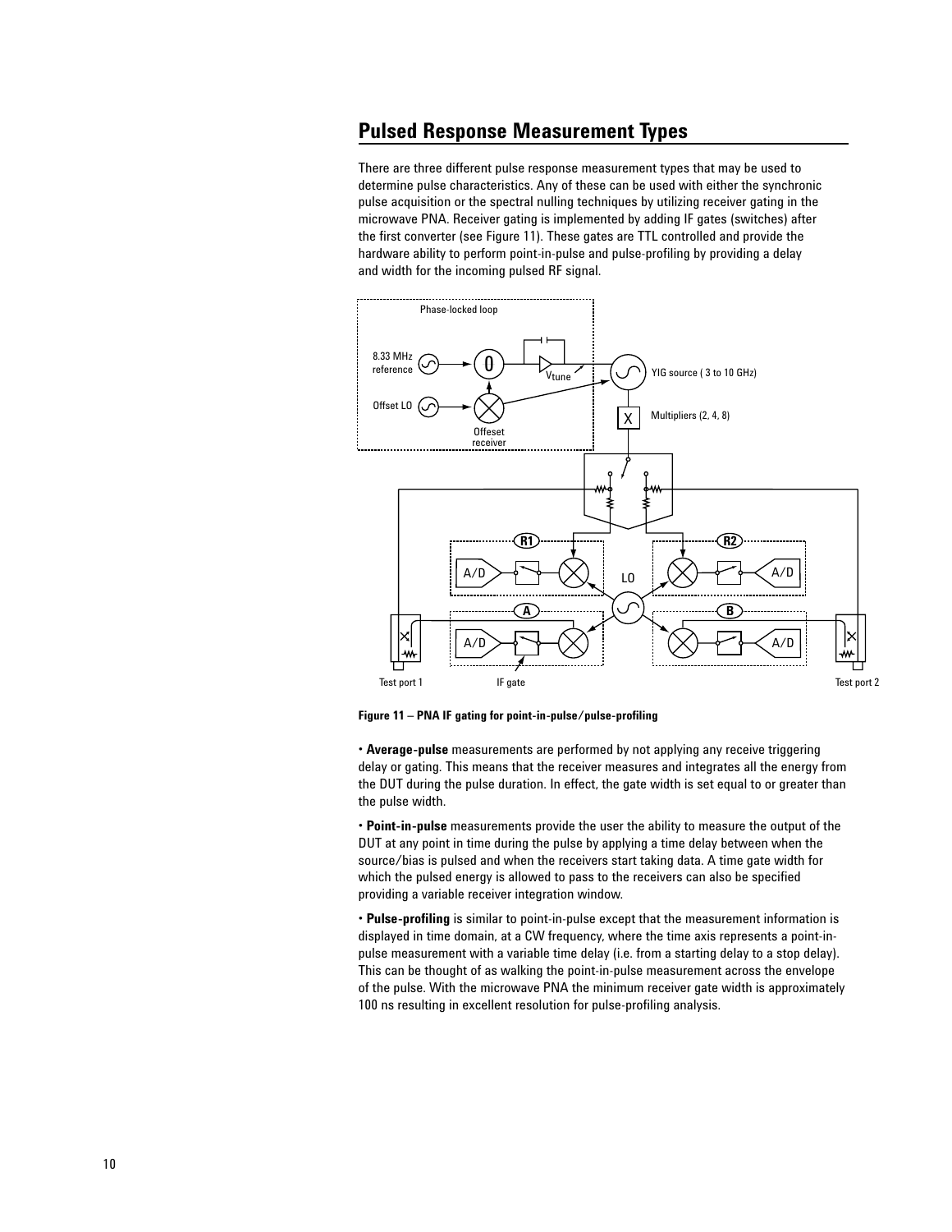## Pulsed Response Measurement Types

There are three different pulse response measurement types that may be used to determine pulse characteristics. Any of these can be used with either the synchronic pulse acquisition or the spectral nulling techniques by utilizing receiver gating in the microwave PNA. Receiver gating is implemented by adding IF gates (switches) after the first converter (see Figure 11). These gates are TTL controlled and provide the hardware ability to perform point-in-pulse and pulse-profiling by providing a delay and width for the incoming pulsed RF signal.

**Figure 11 – PNA IF gating for point-in-pulse/pulse-profiling**

- **Average-pulse** measurements are performed by not applying any receive triggering delay or gating. This means that the receiver measures and integrates all the energy from the DUT during the pulse duration. In effect, the gate width is set equal to or greater than the pulse width.

- **Point-in-pulse** measurements provide the user the ability to measure the output of the DUT at any point in time during the pulse by applying a time delay between when the source/bias is pulsed and when the receivers start taking data. A time gate width for which the pulsed energy is allowed to pass to the receivers can also be specified providing a variable receiver integration window.

- **Pulse-profiling** is similar to point-in-pulse except that the measurement information is displayed in time domain, at a CW frequency, where the time axis represents a point-in-pulse measurement with a variable time delay (i.e. from a starting delay to a stop delay). This can be thought of as walking the point-in-pulse measurement across the envelope of the pulse. With the microwave PNA the minimum receiver gate width is approximately 100 ns resulting in excellent resolution for pulse-profiling analysis.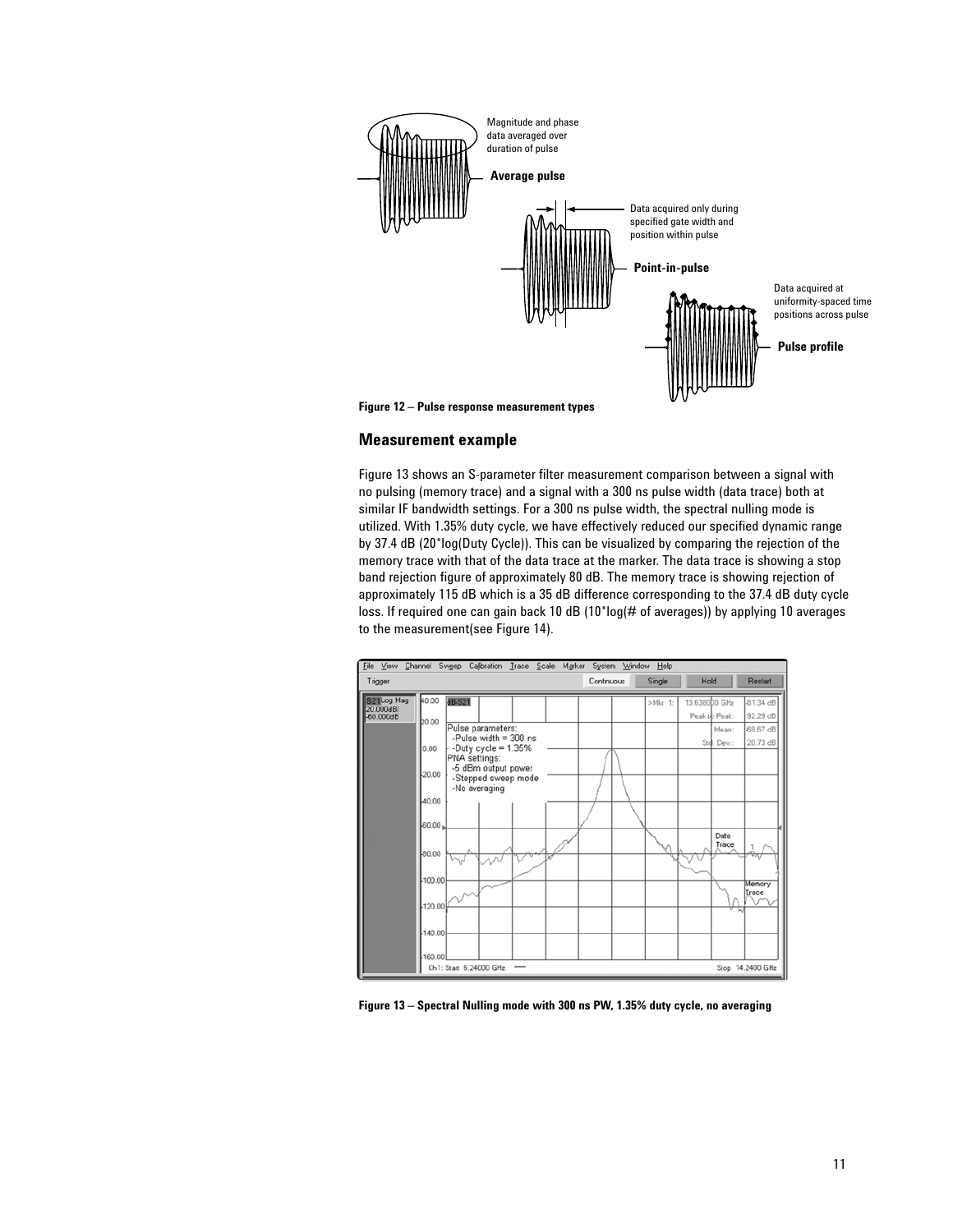Figure 12 – Pulse response measurement types

## Measurement example

Figure 13 shows an S-parameter filter measurement comparison between a signal with no pulsing (memory trace) and a signal with a 300 ns pulse width (data trace) both at similar IF bandwidth settings. For a 300 ns pulse width, the spectral nulling mode is utilized. With 1.35% duty cycle, we have effectively reduced our specified dynamic range by 37.4 dB (20*log(Duty Cycle)). This can be visualized by comparing the rejection of the memory trace with that of the data trace at the marker. The data trace is showing a stop band rejection figure of approximately 80 dB. The memory trace is showing rejection of approximately 115 dB which is a 35 dB difference corresponding to the 37.4 dB duty cycle loss. If required one can gain back 10 dB (10*log(# of averages)) by applying 10 averages to the measurement(see Figure 14).

Figure 13 – Spectral Nulling mode with 300 ns PW, 1.35% duty cycle, no averaging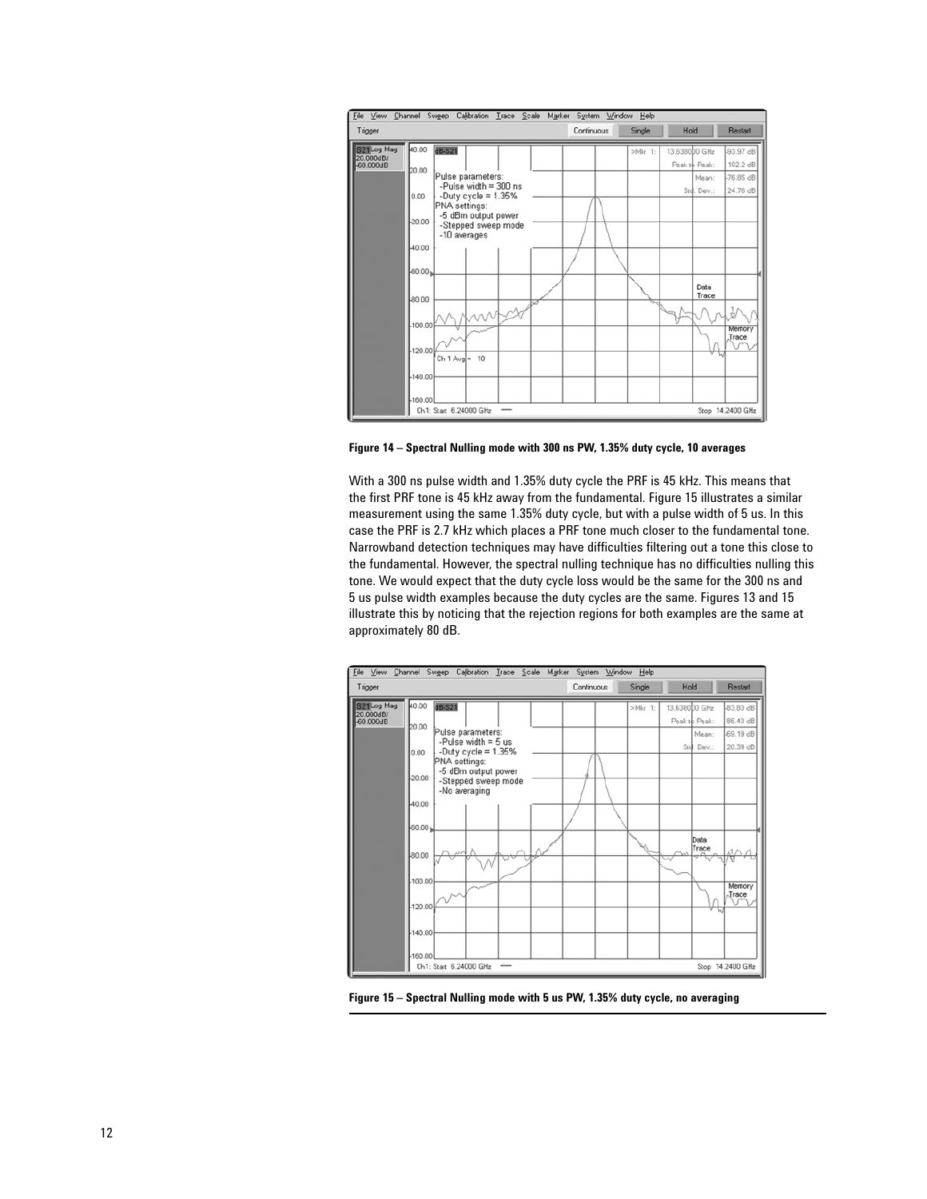**Figure 14 – Spectral Nulling mode with 300 ns PW, 1.35% duty cycle, 10 averages**

With a 300 ns pulse width and 1.35% duty cycle the PRF is 45 kHz. This means that the first PRF tone is 45 kHz away from the fundamental. Figure 15 illustrates a similar measurement using the same 1.35% duty cycle, but with a pulse width of 5 us. In this case the PRF is 2.7 kHz which places a PRF tone much closer to the fundamental tone. Narrowband detection techniques may have difficulties filtering out a tone this close to the fundamental. However, the spectral nulling technique has no difficulties nulling this tone. We would expect that the duty cycle loss would be the same for the 300 ns and 5 us pulse width examples because the duty cycles are the same. Figures 13 and 15 illustrate this by noticing that the rejection regions for both examples are the same at approximately 80 dB.

**Figure 15 – Spectral Nulling mode with 5 us PW, 1.35% duty cycle, no averaging**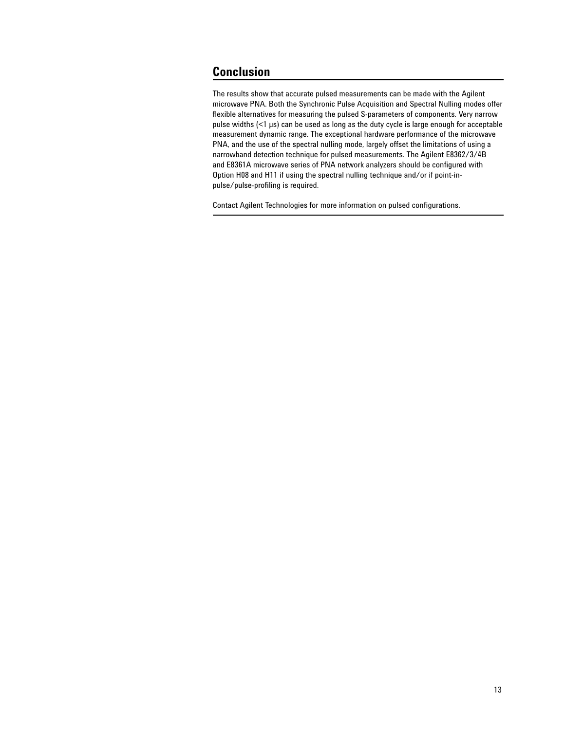## Conclusion

The results show that accurate pulsed measurements can be made with the Agilent microwave PNA. Both the Synchronic Pulse Acquisition and Spectral Nulling modes offer flexible alternatives for measuring the pulsed S-parameters of components. Very narrow pulse widths (<1 μs) can be used as long as the duty cycle is large enough for acceptable measurement dynamic range. The exceptional hardware performance of the microwave PNA, and the use of the spectral nulling mode, largely offset the limitations of using a narrowband detection technique for pulsed measurements. The Agilent E8362/3/4B and E8361A microwave series of PNA network analyzers should be configured with Option H08 and H11 if using the spectral nulling technique and/or if point-in-pulse/pulse-profiling is required.

Contact Agilent Technologies for more information on pulsed configurations.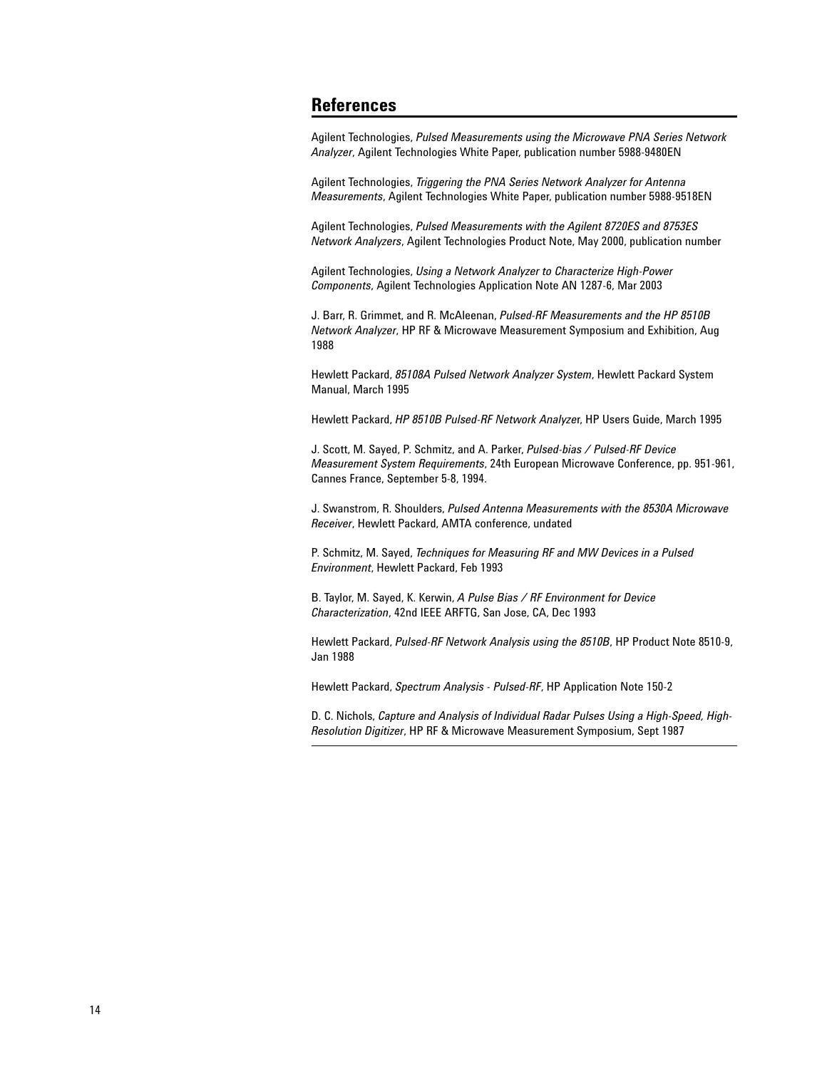## References

Agilent Technologies, *Pulsed Measurements using the Microwave PNA Series Network Analyzer*, Agilent Technologies White Paper, publication number 5988-9480EN

Agilent Technologies, *Triggering the PNA Series Network Analyzer for Antenna Measurements*, Agilent Technologies White Paper, publication number 5988-9518EN

Agilent Technologies, *Pulsed Measurements with the Agilent 8720ES and 8753ES Network Analyzers*, Agilent Technologies Product Note, May 2000, publication number

Agilent Technologies, *Using a Network Analyzer to Characterize High-Power Components*, Agilent Technologies Application Note AN 1287-6, Mar 2003

J. Barr, R. Grimmet, and R. McAleenan, *Pulsed-RF Measurements and the HP 8510B Network Analyzer*, HP RF & Microwave Measurement Symposium and Exhibition, Aug 1988

Hewlett Packard, *85108A Pulsed Network Analyzer System*, Hewlett Packard System Manual, March 1995

Hewlett Packard, *HP 8510B Pulsed-RF Network Analyzer*, HP Users Guide, March 1995

J. Scott, M. Sayed, P. Schmitz, and A. Parker, *Pulsed-bias / Pulsed-RF Device Measurement System Requirements*, 24th European Microwave Conference, pp. 951-961, Cannes France, September 5-8, 1994.

J. Swanstrom, R. Shoulders, *Pulsed Antenna Measurements with the 8530A Microwave Receiver*, Hewlett Packard, AMTA conference, undated

P. Schmitz, M. Sayed, *Techniques for Measuring RF and MW Devices in a Pulsed Environment*, Hewlett Packard, Feb 1993

B. Taylor, M. Sayed, K. Kerwin, *A Pulse Bias / RF Environment for Device Characterization*, 42nd IEEE ARFTG, San Jose, CA, Dec 1993

Hewlett Packard, *Pulsed-RF Network Analysis using the 8510B*, HP Product Note 8510-9, Jan 1988

Hewlett Packard, *Spectrum Analysis - Pulsed-RF*, HP Application Note 150-2

D. C. Nichols, *Capture and Analysis of Individual Radar Pulses Using a High-Speed, High-Resolution Digitizer*, HP RF & Microwave Measurement Symposium, Sept 1987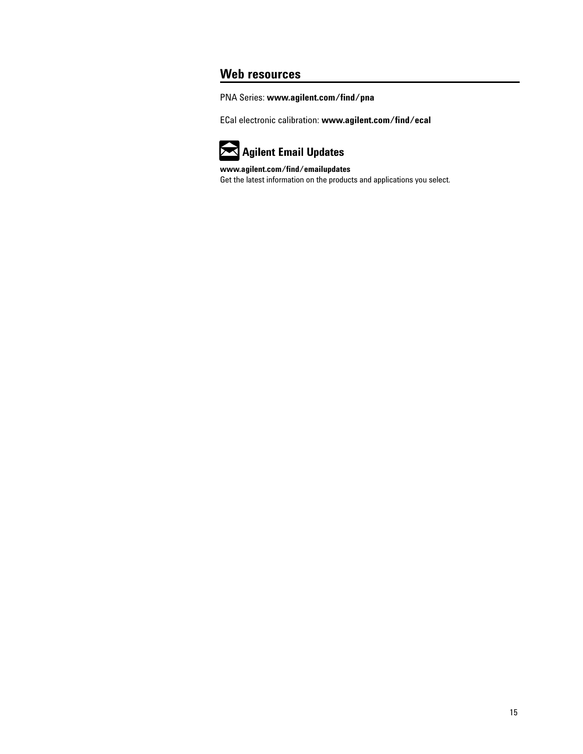## Web resources

PNA Series: **www.agilent.com/find/pna**

ECal electronic calibration: **www.agilent.com/find/ecal**

### Agilent Email Updates

**www.agilent.com/find/emailupdates**
Get the latest information on the products and applications you select.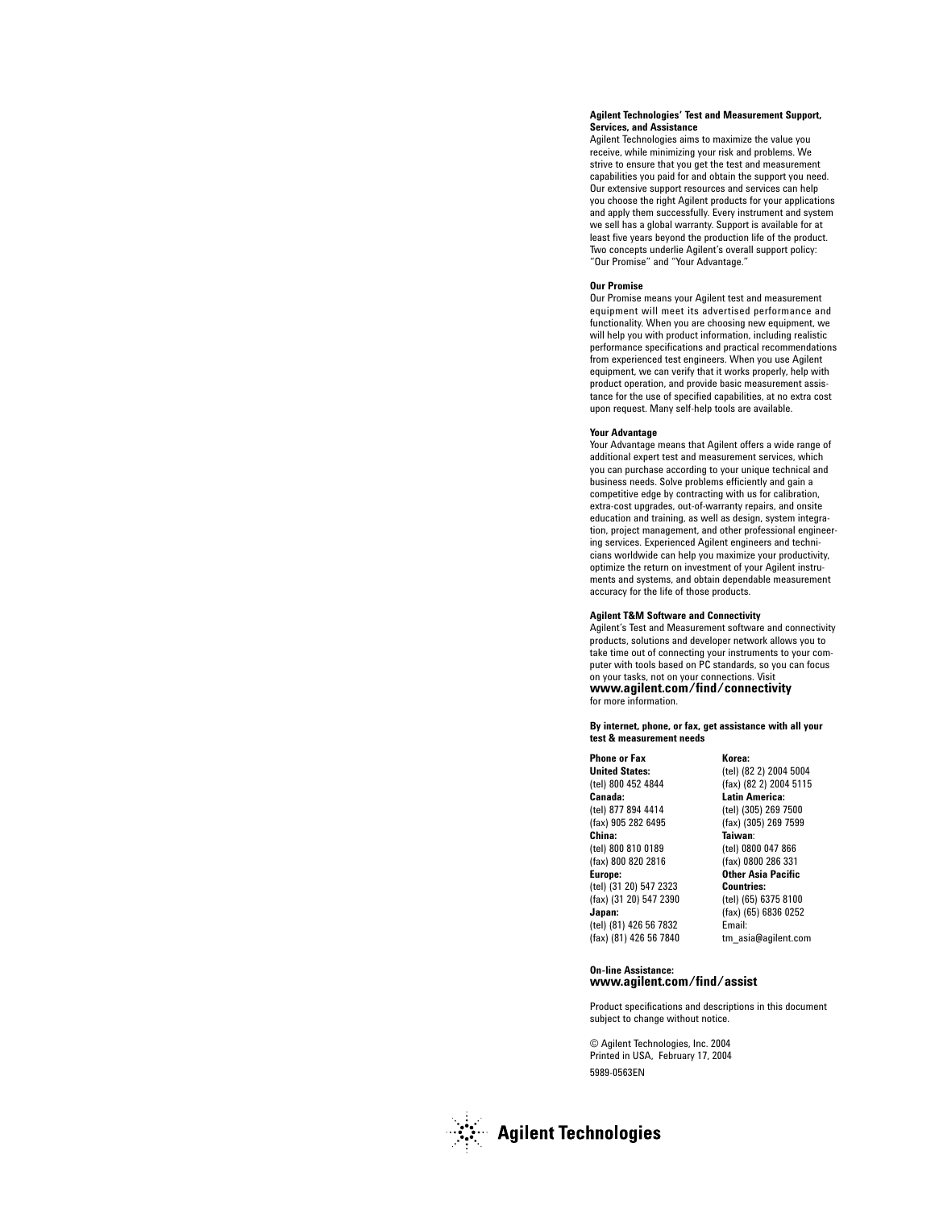**Agilent Technologies' Test and Measurement Support, Services, and Assistance**

Agilent Technologies aims to maximize the value you receive, while minimizing your risk and problems. We strive to ensure that you get the test and measurement capabilities you paid for and obtain the support you need. Our extensive support resources and services can help you choose the right Agilent products for your applications and apply them successfully. Every instrument and system we sell has a global warranty. Support is available for at least five years beyond the production life of the product. Two concepts underlie Agilent's overall support policy: "Our Promise" and "Your Advantage."

**Our Promise**

Our Promise means your Agilent test and measurement equipment will meet its advertised performance and functionality. When you are choosing new equipment, we will help you with product information, including realistic performance specifications and practical recommendations from experienced test engineers. When you use Agilent equipment, we can verify that it works properly, help with product operation, and provide basic measurement assistance for the use of specified capabilities, at no extra cost upon request. Many self-help tools are available.

**Your Advantage**

Your Advantage means that Agilent offers a wide range of additional expert test and measurement services, which you can purchase according to your unique technical and business needs. Solve problems efficiently and gain a competitive edge by contracting with us for calibration, extra-cost upgrades, out-of-warranty repairs, and onsite education and training, as well as design, system integration, project management, and other professional engineering services. Experienced Agilent engineers and technicians worldwide can help you maximize your productivity, optimize the return on investment of your Agilent instruments and systems, and obtain dependable measurement accuracy for the life of those products.

**Agilent T&M Software and Connectivity**

Agilent's Test and Measurement software and connectivity products, solutions and developer network allows you to take time out of connecting your instruments to your computer with tools based on PC standards, so you can focus on your tasks, not on your connections. Visit
**www.agilent.com/find/connectivity**
for more information.

**By internet, phone, or fax, get assistance with all your test & measurement needs**

**Phone or Fax**

**United States:**
(tel) 800 452 4844

**Canada:**
(tel) 877 894 4414
(fax) 905 282 6495

**China:**
(tel) 800 810 0189
(fax) 800 820 2816

**Europe:**
(tel) (31 20) 547 2323
(fax) (31 20) 547 2390

**Japan:**
(tel) (81) 426 56 7832
(fax) (81) 426 56 7840

**Korea:**
(tel) (82 2) 2004 5004
(fax) (82 2) 2004 5115

**Latin America:**
(tel) (305) 269 7500
(fax) (305) 269 7599

**Taiwan:**
(tel) 0800 047 866
(fax) 0800 286 331

**Other Asia Pacific Countries:**
(tel) (65) 6375 8100
(fax) (65) 6836 0252
Email:
tm_asia@agilent.com

**On-line Assistance:**
**www.agilent.com/find/assist**

Product specifications and descriptions in this document subject to change without notice.

© Agilent Technologies, Inc. 2004
Printed in USA, February 17, 2004

5989-0563EN

**Agilent Technologies**